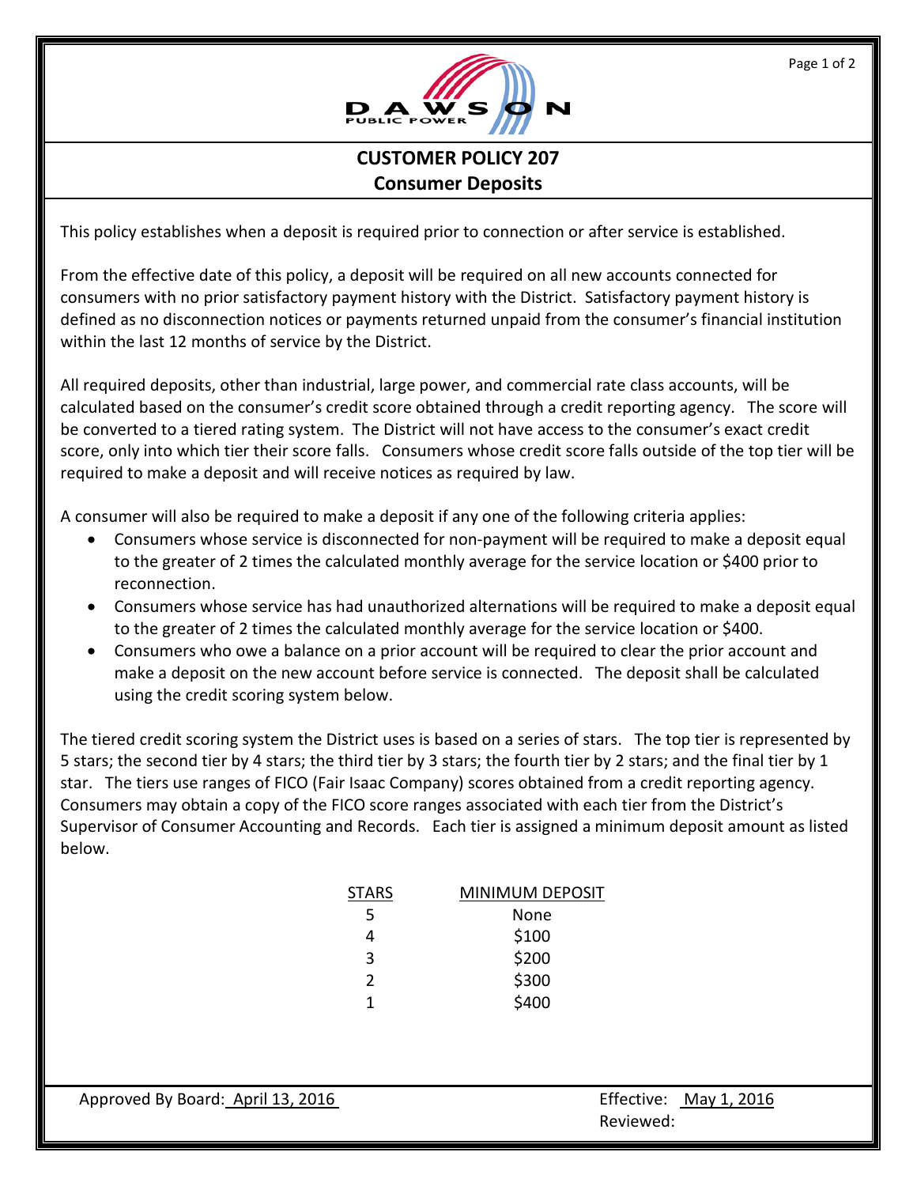# CUSTOMER POLICY 207
## Consumer Deposits

This policy establishes when a deposit is required prior to connection or after service is established.

From the effective date of this policy, a deposit will be required on all new accounts connected for consumers with no prior satisfactory payment history with the District. Satisfactory payment history is defined as no disconnection notices or payments returned unpaid from the consumer's financial institution within the last 12 months of service by the District.

All required deposits, other than industrial, large power, and commercial rate class accounts, will be calculated based on the consumer's credit score obtained through a credit reporting agency. The score will be converted to a tiered rating system. The District will not have access to the consumer's exact credit score, only into which tier their score falls. Consumers whose credit score falls outside of the top tier will be required to make a deposit and will receive notices as required by law.

A consumer will also be required to make a deposit if any one of the following criteria applies:

- Consumers whose service is disconnected for non-payment will be required to make a deposit equal to the greater of 2 times the calculated monthly average for the service location or $400 prior to reconnection.
- Consumers whose service has had unauthorized alternations will be required to make a deposit equal to the greater of 2 times the calculated monthly average for the service location or $400.
- Consumers who owe a balance on a prior account will be required to clear the prior account and make a deposit on the new account before service is connected. The deposit shall be calculated using the credit scoring system below.

The tiered credit scoring system the District uses is based on a series of stars. The top tier is represented by 5 stars; the second tier by 4 stars; the third tier by 3 stars; the fourth tier by 2 stars; and the final tier by 1 star. The tiers use ranges of FICO (Fair Isaac Company) scores obtained from a credit reporting agency. Consumers may obtain a copy of the FICO score ranges associated with each tier from the District's Supervisor of Consumer Accounting and Records. Each tier is assigned a minimum deposit amount as listed below.

| STARS | MINIMUM DEPOSIT |
|---|---|
| 5 | None |
| 4 | $100 |
| 3 | $200 |
| 2 | $300 |
| 1 | $400 |

Approved By Board: April 13, 2016

Effective: May 1, 2016
Reviewed: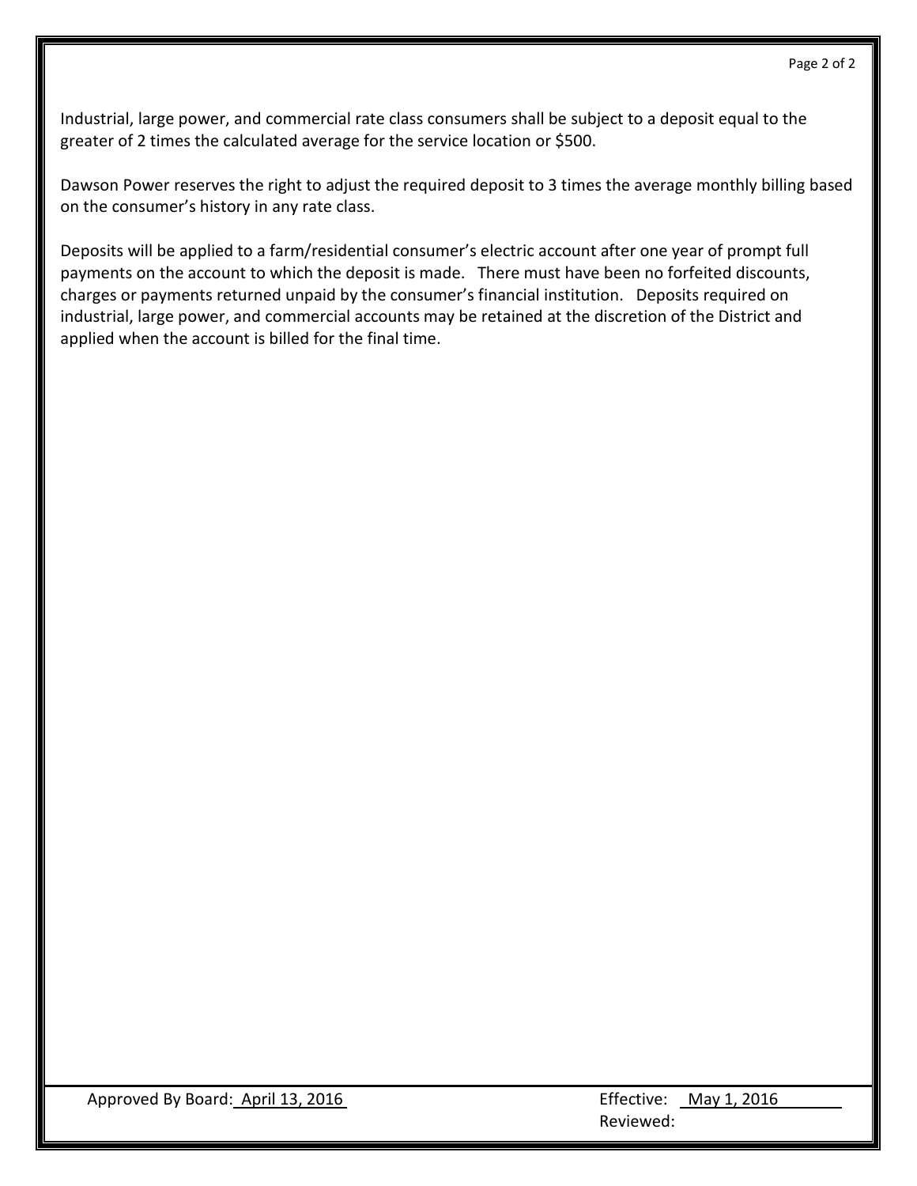Industrial, large power, and commercial rate class consumers shall be subject to a deposit equal to the greater of 2 times the calculated average for the service location or $500.

Dawson Power reserves the right to adjust the required deposit to 3 times the average monthly billing based on the consumer's history in any rate class.

Deposits will be applied to a farm/residential consumer's electric account after one year of prompt full payments on the account to which the deposit is made. There must have been no forfeited discounts, charges or payments returned unpaid by the consumer's financial institution. Deposits required on industrial, large power, and commercial accounts may be retained at the discretion of the District and applied when the account is billed for the final time.

Approved By Board: April 13, 2016

Effective: May 1, 2016

Reviewed: